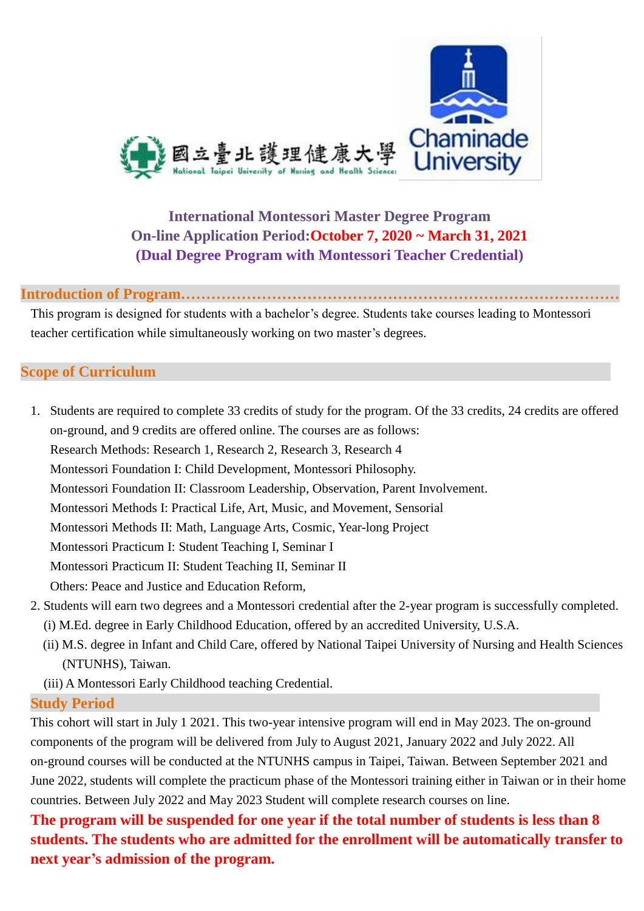國立臺北護理健康大學
National Taipei University of Nursing and Health Sciences

Chaminade University

# International Montessori Master Degree Program
# On-line Application Period: October 7, 2020 ~ March 31, 2021
# (Dual Degree Program with Montessori Teacher Credential)

## Introduction of Program………………………………………………………………………………

This program is designed for students with a bachelor's degree. Students take courses leading to Montessori teacher certification while simultaneously working on two master's degrees.

## Scope of Curriculum

1. Students are required to complete 33 credits of study for the program. Of the 33 credits, 24 credits are offered on-ground, and 9 credits are offered online. The courses are as follows:
   Research Methods: Research 1, Research 2, Research 3, Research 4
   Montessori Foundation I: Child Development, Montessori Philosophy.
   Montessori Foundation II: Classroom Leadership, Observation, Parent Involvement.
   Montessori Methods I: Practical Life, Art, Music, and Movement, Sensorial
   Montessori Methods II: Math, Language Arts, Cosmic, Year-long Project
   Montessori Practicum I: Student Teaching I, Seminar I
   Montessori Practicum II: Student Teaching II, Seminar II
   Others: Peace and Justice and Education Reform,
2. Students will earn two degrees and a Montessori credential after the 2-year program is successfully completed.
   (i) M.Ed. degree in Early Childhood Education, offered by an accredited University, U.S.A.
   (ii) M.S. degree in Infant and Child Care, offered by National Taipei University of Nursing and Health Sciences (NTUNHS), Taiwan.
   (iii) A Montessori Early Childhood teaching Credential.

## Study Period

This cohort will start in July 1 2021. This two-year intensive program will end in May 2023. The on-ground components of the program will be delivered from July to August 2021, January 2022 and July 2022. All on-ground courses will be conducted at the NTUNHS campus in Taipei, Taiwan. Between September 2021 and June 2022, students will complete the practicum phase of the Montessori training either in Taiwan or in their home countries. Between July 2022 and May 2023 Student will complete research courses on line.

**The program will be suspended for one year if the total number of students is less than 8 students. The students who are admitted for the enrollment will be automatically transfer to next year's admission of the program.**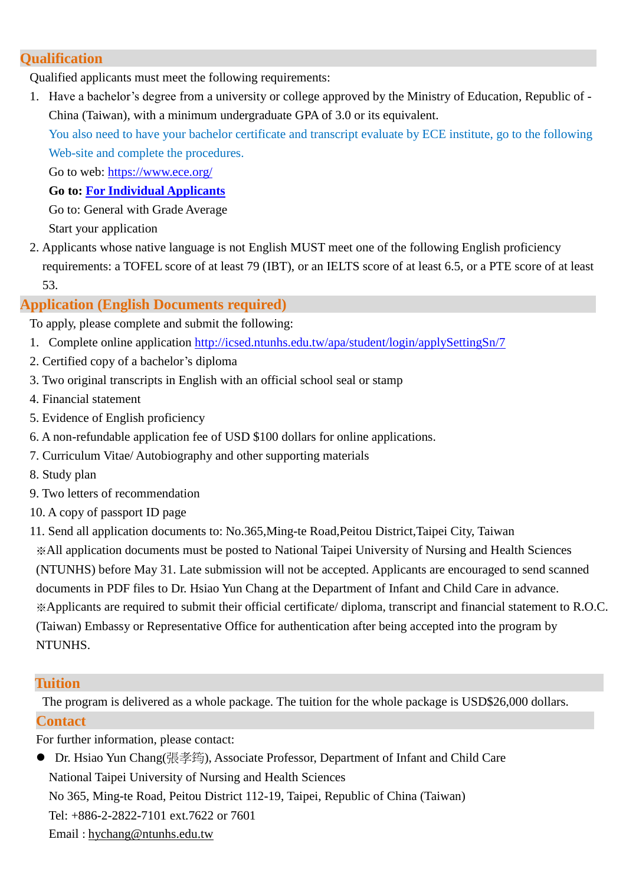## Qualification

Qualified applicants must meet the following requirements:

1. Have a bachelor's degree from a university or college approved by the Ministry of Education, Republic of - China (Taiwan), with a minimum undergraduate GPA of 3.0 or its equivalent.

   You also need to have your bachelor certificate and transcript evaluate by ECE institute, go to the following Web-site and complete the procedures.

   Go to web: https://www.ece.org/

   **Go to: For Individual Applicants**

   Go to: General with Grade Average

   Start your application

2. Applicants whose native language is not English MUST meet one of the following English proficiency requirements: a TOFEL score of at least 79 (IBT), or an IELTS score of at least 6.5, or a PTE score of at least 53.

## Application (English Documents required)

To apply, please complete and submit the following:

1. Complete online application http://icsed.ntunhs.edu.tw/apa/student/login/applySettingSn/7
2. Certified copy of a bachelor's diploma
3. Two original transcripts in English with an official school seal or stamp
4. Financial statement
5. Evidence of English proficiency
6. A non-refundable application fee of USD $100 dollars for online applications.
7. Curriculum Vitae/ Autobiography and other supporting materials
8. Study plan
9. Two letters of recommendation
10. A copy of passport ID page
11. Send all application documents to: No.365,Ming-te Road,Peitou District,Taipei City, Taiwan

※All application documents must be posted to National Taipei University of Nursing and Health Sciences (NTUNHS) before May 31. Late submission will not be accepted. Applicants are encouraged to send scanned documents in PDF files to Dr. Hsiao Yun Chang at the Department of Infant and Child Care in advance.

※Applicants are required to submit their official certificate/ diploma, transcript and financial statement to R.O.C. (Taiwan) Embassy or Representative Office for authentication after being accepted into the program by NTUNHS.

## Tuition

The program is delivered as a whole package. The tuition for the whole package is USD$26,000 dollars.

## Contact

For further information, please contact:

- Dr. Hsiao Yun Chang(張孝筠), Associate Professor, Department of Infant and Child Care
  National Taipei University of Nursing and Health Sciences
  No 365, Ming-te Road, Peitou District 112-19, Taipei, Republic of China (Taiwan)
  Tel: +886-2-2822-7101 ext.7622 or 7601
  Email : hychang@ntunhs.edu.tw